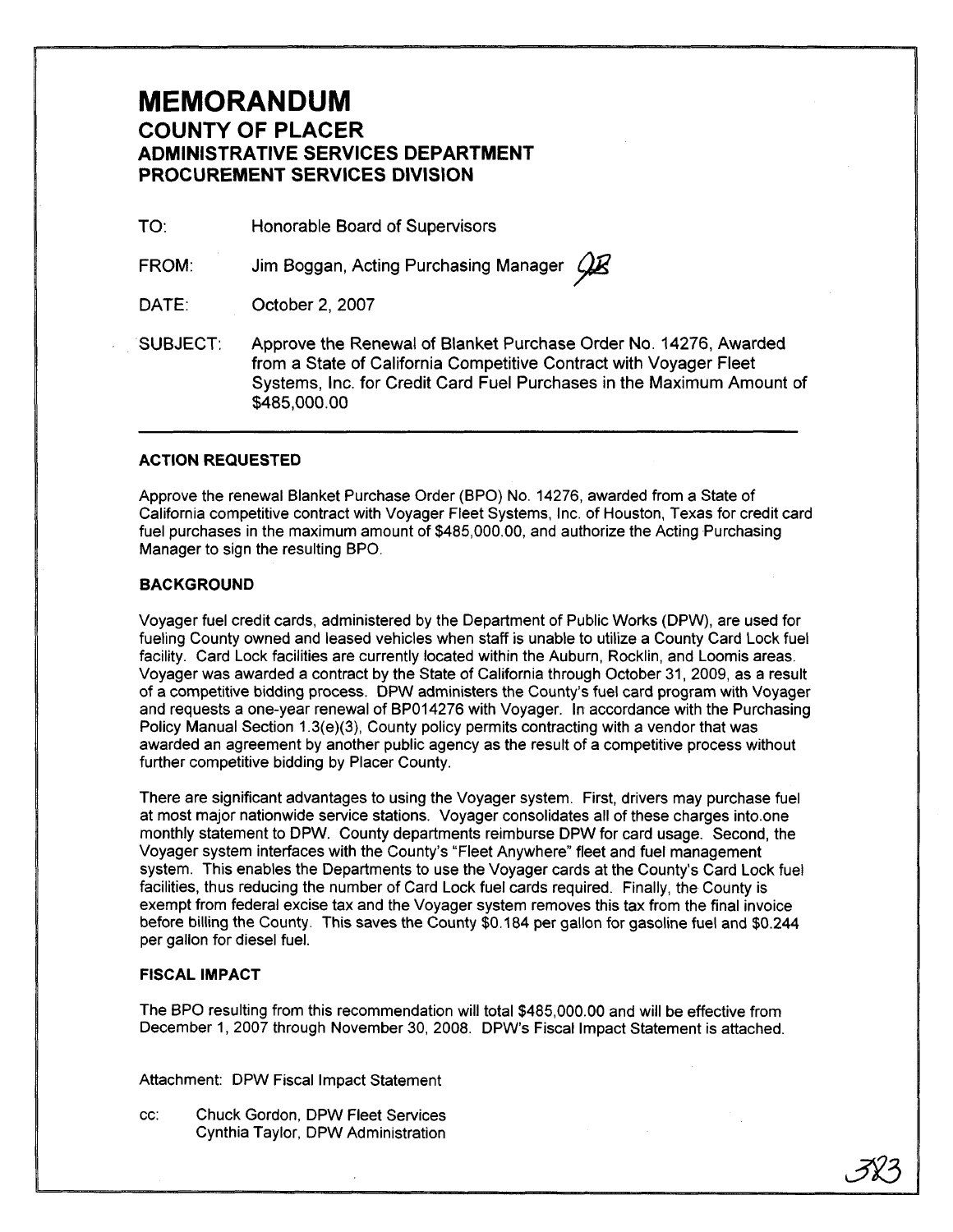# MEMORANDUM

## COUNTY OF PLACER
## ADMINISTRATIVE SERVICES DEPARTMENT
## PROCUREMENT SERVICES DIVISION

TO: Honorable Board of Supervisors

FROM: Jim Boggan, Acting Purchasing Manager

DATE: October 2, 2007

SUBJECT: Approve the Renewal of Blanket Purchase Order No. 14276, Awarded from a State of California Competitive Contract with Voyager Fleet Systems, Inc. for Credit Card Fuel Purchases in the Maximum Amount of $485,000.00

---

### ACTION REQUESTED

Approve the renewal Blanket Purchase Order (BPO) No. 14276, awarded from a State of California competitive contract with Voyager Fleet Systems, Inc. of Houston, Texas for credit card fuel purchases in the maximum amount of $485,000.00, and authorize the Acting Purchasing Manager to sign the resulting BPO.

### BACKGROUND

Voyager fuel credit cards, administered by the Department of Public Works (DPW), are used for fueling County owned and leased vehicles when staff is unable to utilize a County Card Lock fuel facility. Card Lock facilities are currently located within the Auburn, Rocklin, and Loomis areas. Voyager was awarded a contract by the State of California through October 31, 2009, as a result of a competitive bidding process. DPW administers the County's fuel card program with Voyager and requests a one-year renewal of BP014276 with Voyager. In accordance with the Purchasing Policy Manual Section 1.3(e)(3), County policy permits contracting with a vendor that was awarded an agreement by another public agency as the result of a competitive process without further competitive bidding by Placer County.

There are significant advantages to using the Voyager system. First, drivers may purchase fuel at most major nationwide service stations. Voyager consolidates all of these charges into one monthly statement to DPW. County departments reimburse DPW for card usage. Second, the Voyager system interfaces with the County's "Fleet Anywhere" fleet and fuel management system. This enables the Departments to use the Voyager cards at the County's Card Lock fuel facilities, thus reducing the number of Card Lock fuel cards required. Finally, the County is exempt from federal excise tax and the Voyager system removes this tax from the final invoice before billing the County. This saves the County $0.184 per gallon for gasoline fuel and $0.244 per gallon for diesel fuel.

### FISCAL IMPACT

The BPO resulting from this recommendation will total $485,000.00 and will be effective from December 1, 2007 through November 30, 2008. DPW's Fiscal Impact Statement is attached.

Attachment: DPW Fiscal Impact Statement

cc: Chuck Gordon, DPW Fleet Services
Cynthia Taylor, DPW Administration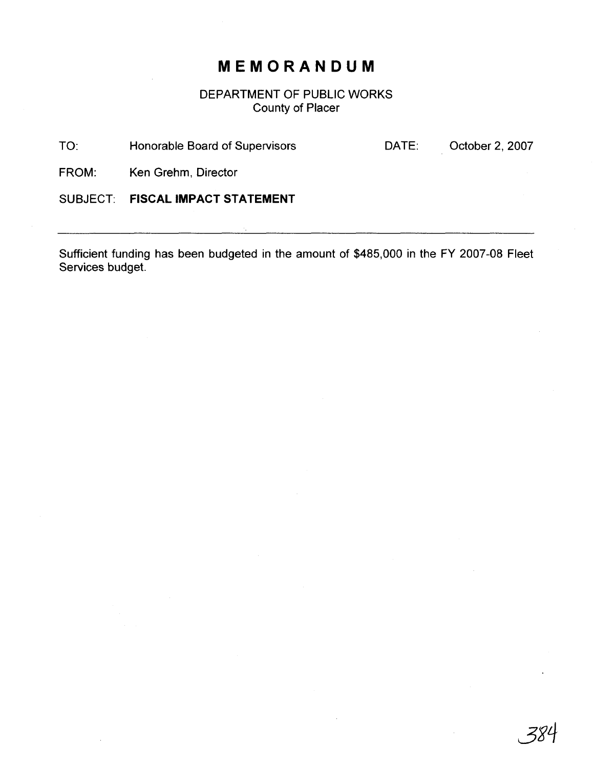# MEMORANDUM

DEPARTMENT OF PUBLIC WORKS
County of Placer

TO: Honorable Board of Supervisors DATE: October 2, 2007

FROM: Ken Grehm, Director

SUBJECT: **FISCAL IMPACT STATEMENT**

---

Sufficient funding has been budgeted in the amount of $485,000 in the FY 2007-08 Fleet Services budget.